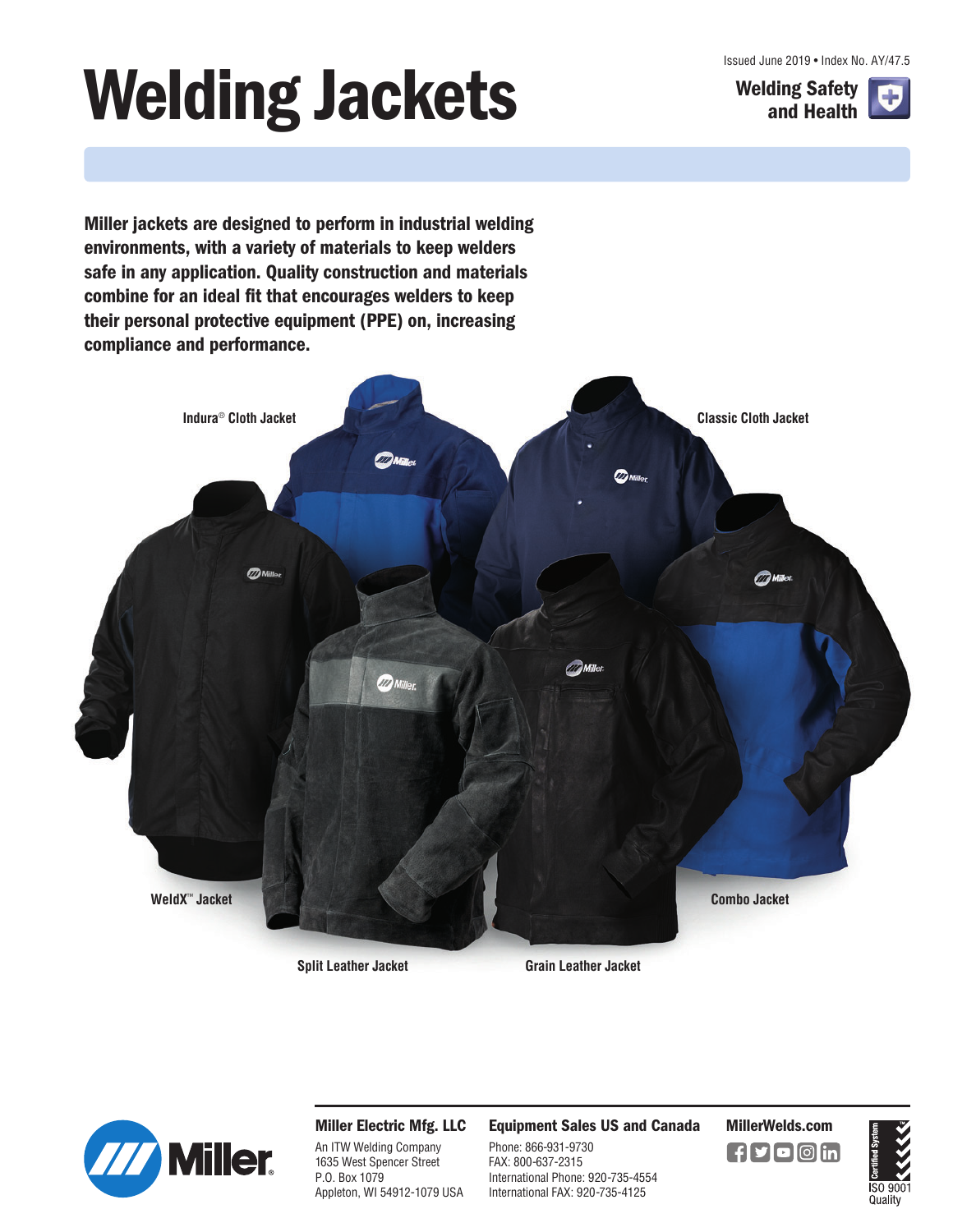Issued June 2019 • Index No. AY/47.5

**Welding Safety and Health**

# Welding Jackets

**Miller jackets are designed to perform in industrial welding environments, with a variety of materials to keep welders safe in any application. Quality construction and materials combine for an ideal fit that encourages welders to keep their personal protective equipment (PPE) on, increasing compliance and performance.**

Indura® Cloth Jacket

Classic Cloth Jacket

WeldX™ Jacket

Combo Jacket

Split Leather Jacket

Grain Leather Jacket

**Miller Electric Mfg. LLC**
An ITW Welding Company
1635 West Spencer Street
P.O. Box 1079
Appleton, WI 54912-1079 USA

**Equipment Sales US and Canada**
Phone: 866-931-9730
FAX: 800-637-2315
International Phone: 920-735-4554
International FAX: 920-735-4125

**MillerWelds.com**

Certified System ISO 9001 Quality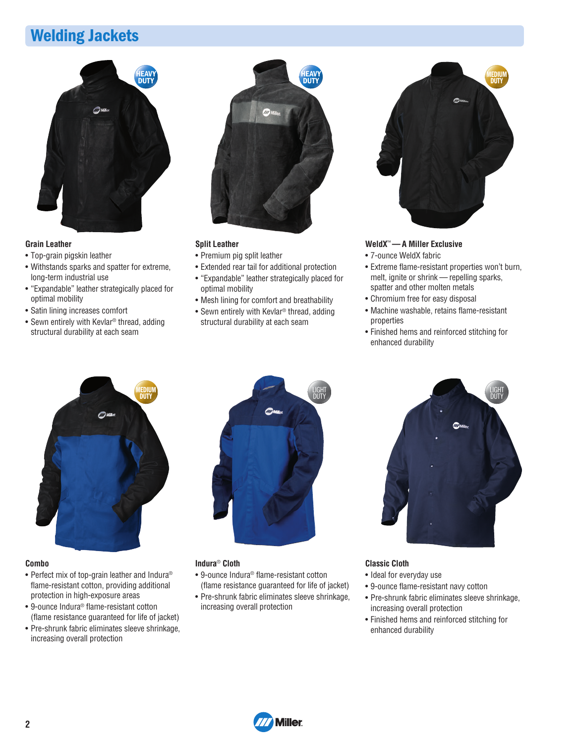# Welding Jackets

HEAVY DUTY

### Grain Leather

- Top-grain pigskin leather
- Withstands sparks and spatter for extreme, long-term industrial use
- "Expandable" leather strategically placed for optimal mobility
- Satin lining increases comfort
- Sewn entirely with Kevlar® thread, adding structural durability at each seam

HEAVY DUTY

### Split Leather

- Premium pig split leather
- Extended rear tail for additional protection
- "Expandable" leather strategically placed for optimal mobility
- Mesh lining for comfort and breathability
- Sewn entirely with Kevlar® thread, adding structural durability at each seam

MEDIUM DUTY

### WeldX™ — A Miller Exclusive

- 7-ounce WeldX fabric
- Extreme flame-resistant properties won't burn, melt, ignite or shrink — repelling sparks, spatter and other molten metals
- Chromium free for easy disposal
- Machine washable, retains flame-resistant properties
- Finished hems and reinforced stitching for enhanced durability

MEDIUM DUTY

### Combo

- Perfect mix of top-grain leather and Indura® flame-resistant cotton, providing additional protection in high-exposure areas
- 9-ounce Indura® flame-resistant cotton (flame resistance guaranteed for life of jacket)
- Pre-shrunk fabric eliminates sleeve shrinkage, increasing overall protection

LIGHT DUTY

### Indura® Cloth

- 9-ounce Indura® flame-resistant cotton (flame resistance guaranteed for life of jacket)
- Pre-shrunk fabric eliminates sleeve shrinkage, increasing overall protection

LIGHT DUTY

### Classic Cloth

- Ideal for everyday use
- 9-ounce flame-resistant navy cotton
- Pre-shrunk fabric eliminates sleeve shrinkage, increasing overall protection
- Finished hems and reinforced stitching for enhanced durability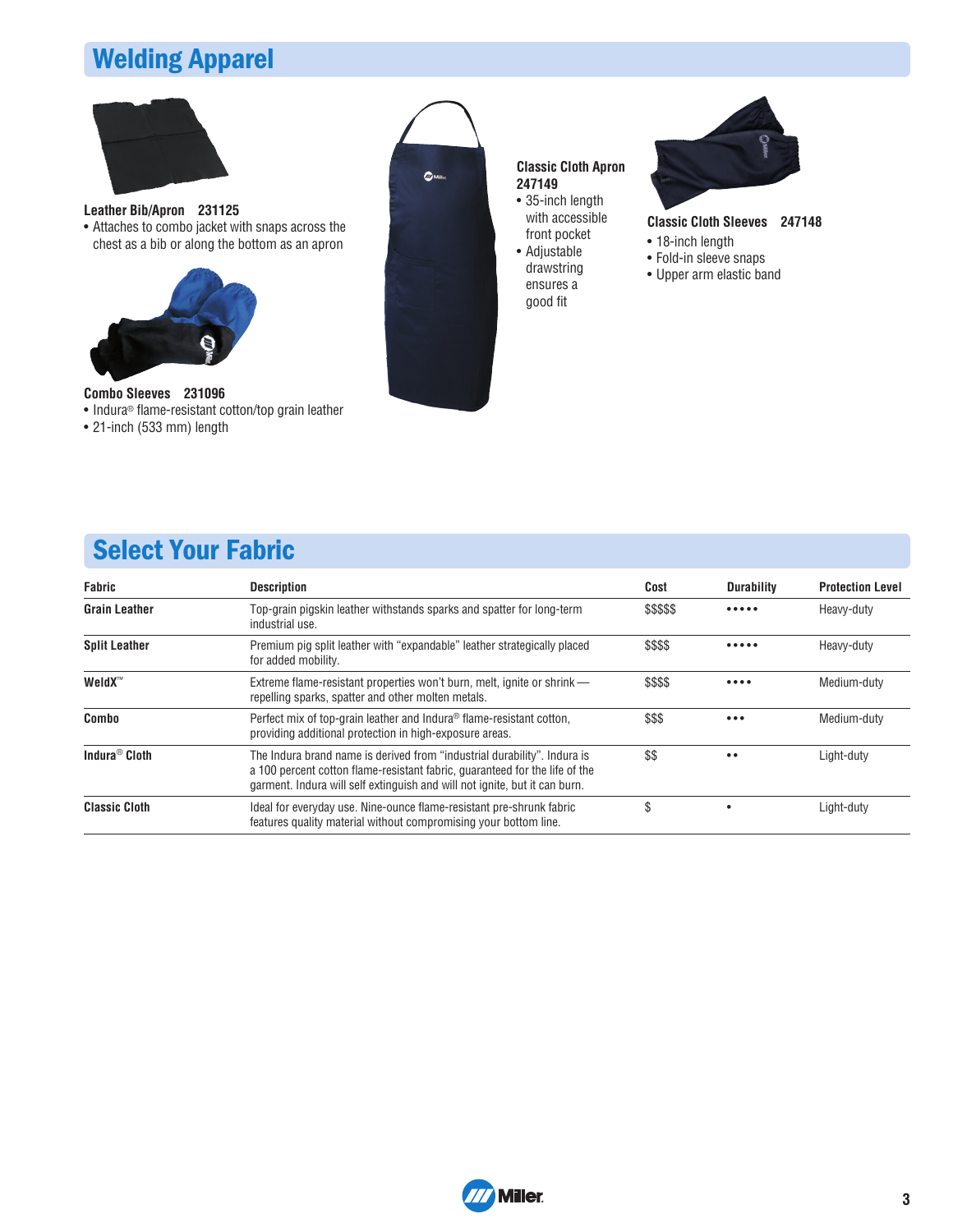## Welding Apparel

**Leather Bib/Apron 231125**

- Attaches to combo jacket with snaps across the chest as a bib or along the bottom as an apron

**Combo Sleeves 231096**

- Indura® flame-resistant cotton/top grain leather
- 21-inch (533 mm) length

**Classic Cloth Apron 247149**

- 35-inch length with accessible front pocket
- Adjustable drawstring ensures a good fit

**Classic Cloth Sleeves 247148**

- 18-inch length
- Fold-in sleeve snaps
- Upper arm elastic band

## Select Your Fabric

| Fabric | Description | Cost | Durability | Protection Level |
|---|---|---|---|---|
| **Grain Leather** | Top-grain pigskin leather withstands sparks and spatter for long-term industrial use. | $$$$$ | ••••• | Heavy-duty |
| **Split Leather** | Premium pig split leather with "expandable" leather strategically placed for added mobility. | $$$$ | ••••• | Heavy-duty |
| **WeldX™** | Extreme flame-resistant properties won't burn, melt, ignite or shrink — repelling sparks, spatter and other molten metals. | $$$$ | •••• | Medium-duty |
| **Combo** | Perfect mix of top-grain leather and Indura® flame-resistant cotton, providing additional protection in high-exposure areas. | $$$ | ••• | Medium-duty |
| **Indura® Cloth** | The Indura brand name is derived from "industrial durability". Indura is a 100 percent cotton flame-resistant fabric, guaranteed for the life of the garment. Indura will self extinguish and will not ignite, but it can burn. | $$ | •• | Light-duty |
| **Classic Cloth** | Ideal for everyday use. Nine-ounce flame-resistant pre-shrunk fabric features quality material without compromising your bottom line. | $ | • | Light-duty |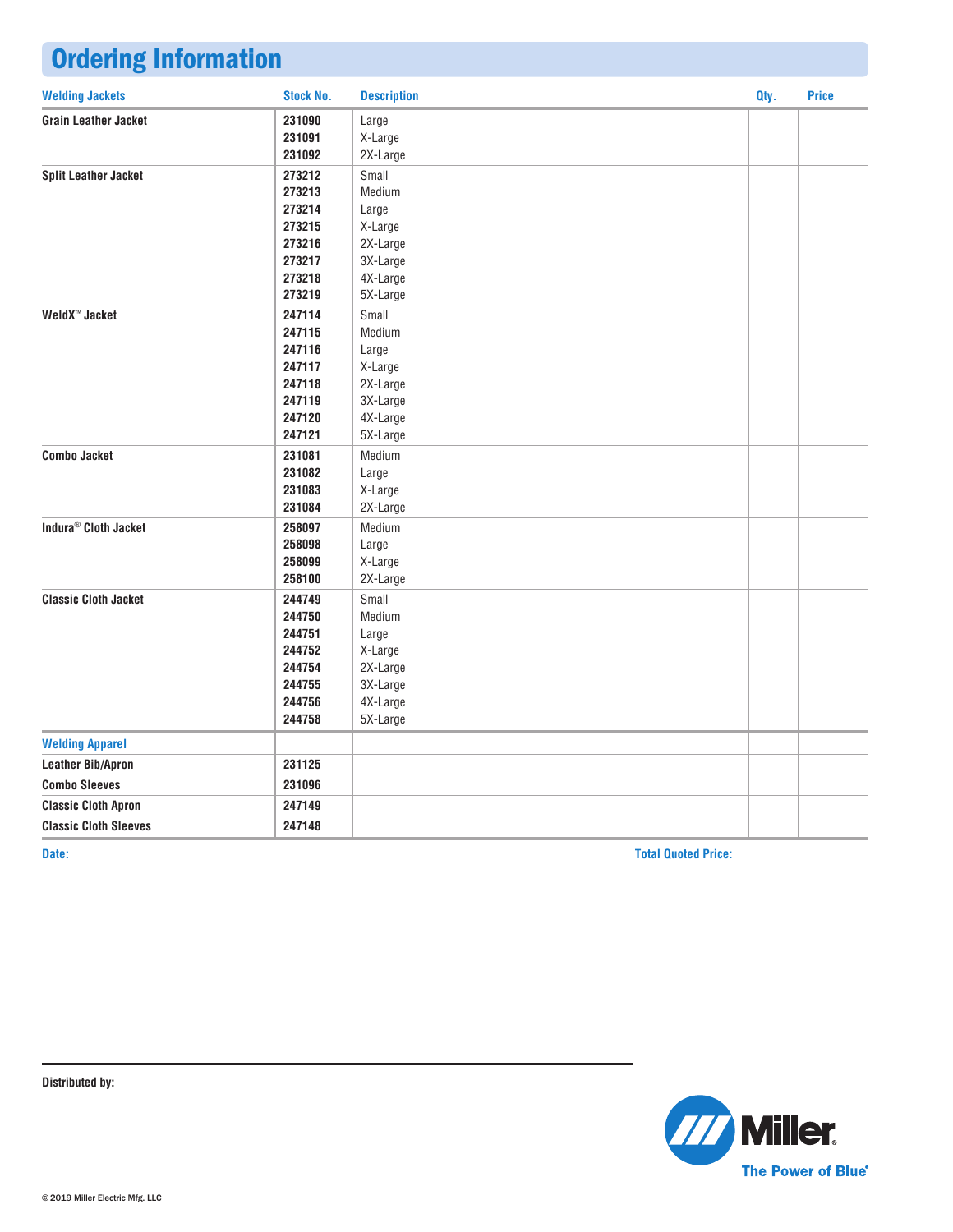## Ordering Information

| Welding Jackets | Stock No. | Description | Qty. | Price |
|---|---|---|---|---|
| Grain Leather Jacket | 231090 | Large | | |
| | 231091 | X-Large | | |
| | 231092 | 2X-Large | | |
| Split Leather Jacket | 273212 | Small | | |
| | 273213 | Medium | | |
| | 273214 | Large | | |
| | 273215 | X-Large | | |
| | 273216 | 2X-Large | | |
| | 273217 | 3X-Large | | |
| | 273218 | 4X-Large | | |
| | 273219 | 5X-Large | | |
| WeldX™ Jacket | 247114 | Small | | |
| | 247115 | Medium | | |
| | 247116 | Large | | |
| | 247117 | X-Large | | |
| | 247118 | 2X-Large | | |
| | 247119 | 3X-Large | | |
| | 247120 | 4X-Large | | |
| | 247121 | 5X-Large | | |
| Combo Jacket | 231081 | Medium | | |
| | 231082 | Large | | |
| | 231083 | X-Large | | |
| | 231084 | 2X-Large | | |
| Indura® Cloth Jacket | 258097 | Medium | | |
| | 258098 | Large | | |
| | 258099 | X-Large | | |
| | 258100 | 2X-Large | | |
| Classic Cloth Jacket | 244749 | Small | | |
| | 244750 | Medium | | |
| | 244751 | Large | | |
| | 244752 | X-Large | | |
| | 244754 | 2X-Large | | |
| | 244755 | 3X-Large | | |
| | 244756 | 4X-Large | | |
| | 244758 | 5X-Large | | |
| **Welding Apparel** | | | | |
| Leather Bib/Apron | 231125 | | | |
| Combo Sleeves | 231096 | | | |
| Classic Cloth Apron | 247149 | | | |
| Classic Cloth Sleeves | 247148 | | | |

**Date:**

**Total Quoted Price:**

**Distributed by:**

Miller

The Power of Blue®

© 2019 Miller Electric Mfg. LLC